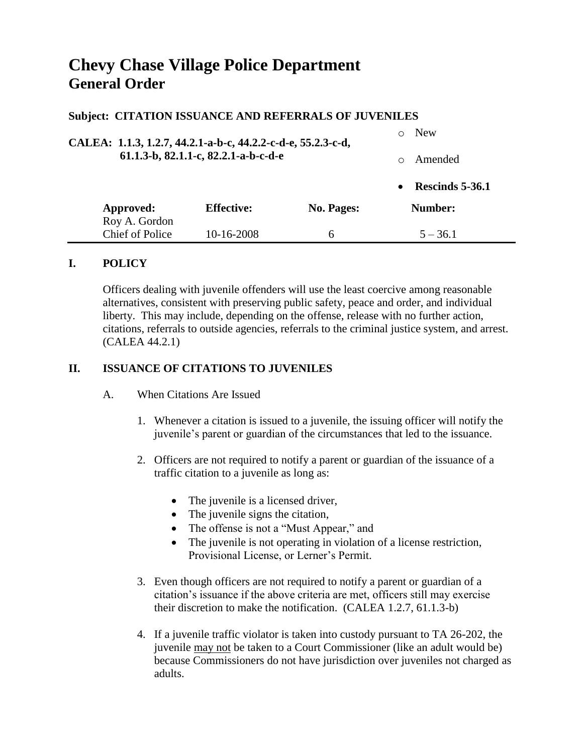# Chevy Chase Village Police Department
## General Order

**Subject: CITATION ISSUANCE AND REFERRALS OF JUVENILES**

**CALEA: 1.1.3, 1.2.7, 44.2.1-a-b-c, 44.2.2-c-d-e, 55.2.3-c-d, 61.1.3-b, 82.1.1-c, 82.2.1-a-b-c-d-e**

- ○ New
- ○ Amended
- • **Rescinds 5-36.1**

| Approved: | Effective: | No. Pages: | Number: |
|---|---|---|---|
| Roy A. Gordon<br>Chief of Police | 10-16-2008 | 6 | 5 – 36.1 |

## I. POLICY

Officers dealing with juvenile offenders will use the least coercive among reasonable alternatives, consistent with preserving public safety, peace and order, and individual liberty. This may include, depending on the offense, release with no further action, citations, referrals to outside agencies, referrals to the criminal justice system, and arrest. (CALEA 44.2.1)

## II. ISSUANCE OF CITATIONS TO JUVENILES

A. When Citations Are Issued

1. Whenever a citation is issued to a juvenile, the issuing officer will notify the juvenile's parent or guardian of the circumstances that led to the issuance.

2. Officers are not required to notify a parent or guardian of the issuance of a traffic citation to a juvenile as long as:

   - The juvenile is a licensed driver,
   - The juvenile signs the citation,
   - The offense is not a "Must Appear," and
   - The juvenile is not operating in violation of a license restriction, Provisional License, or Lerner's Permit.

3. Even though officers are not required to notify a parent or guardian of a citation's issuance if the above criteria are met, officers still may exercise their discretion to make the notification. (CALEA 1.2.7, 61.1.3-b)

4. If a juvenile traffic violator is taken into custody pursuant to TA 26-202, the juvenile <u>may not</u> be taken to a Court Commissioner (like an adult would be) because Commissioners do not have jurisdiction over juveniles not charged as adults.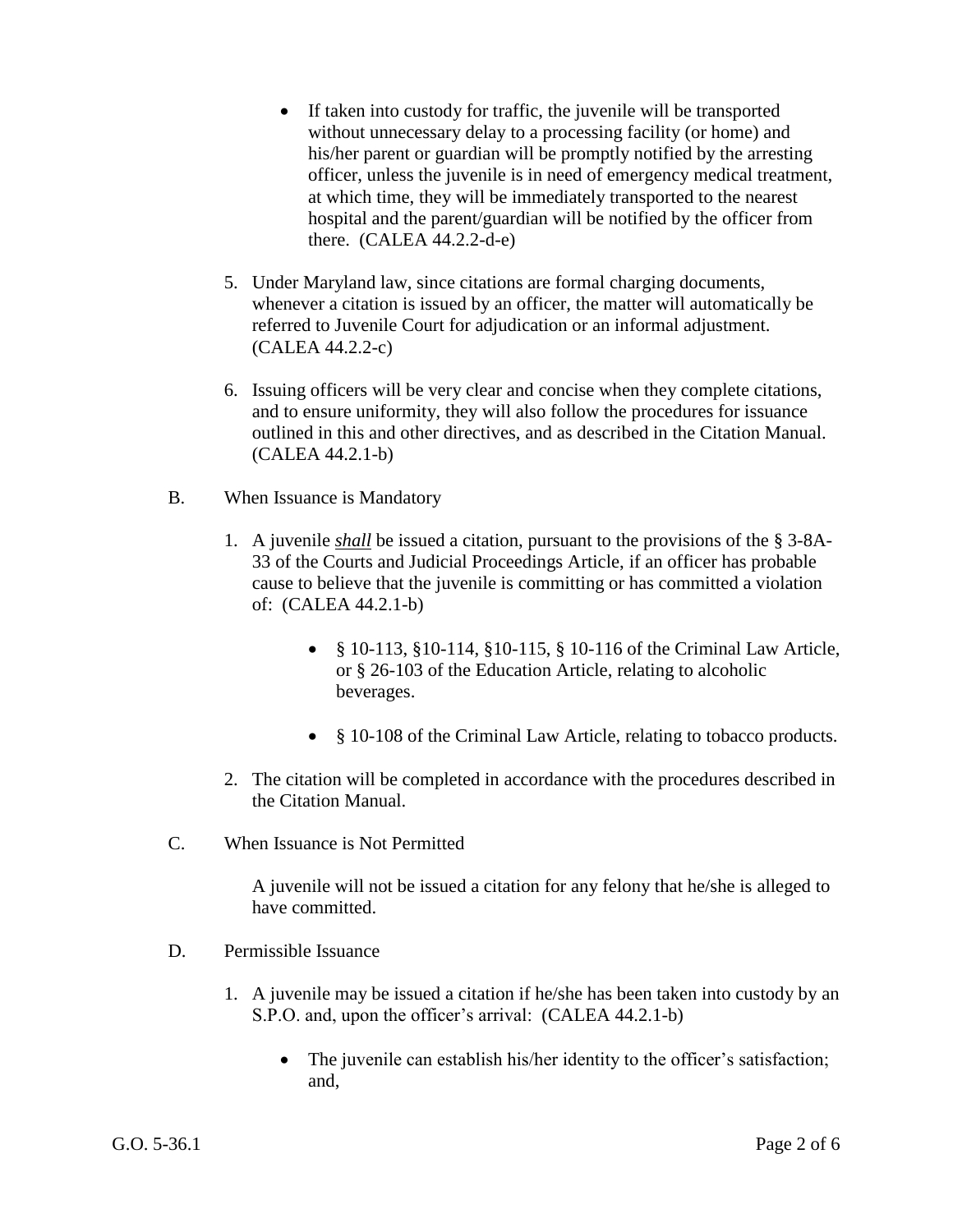- If taken into custody for traffic, the juvenile will be transported without unnecessary delay to a processing facility (or home) and his/her parent or guardian will be promptly notified by the arresting officer, unless the juvenile is in need of emergency medical treatment, at which time, they will be immediately transported to the nearest hospital and the parent/guardian will be notified by the officer from there. (CALEA 44.2.2-d-e)

5. Under Maryland law, since citations are formal charging documents, whenever a citation is issued by an officer, the matter will automatically be referred to Juvenile Court for adjudication or an informal adjustment. (CALEA 44.2.2-c)

6. Issuing officers will be very clear and concise when they complete citations, and to ensure uniformity, they will also follow the procedures for issuance outlined in this and other directives, and as described in the Citation Manual. (CALEA 44.2.1-b)

B. When Issuance is Mandatory

1. A juvenile ***shall*** be issued a citation, pursuant to the provisions of the § 3-8A-33 of the Courts and Judicial Proceedings Article, if an officer has probable cause to believe that the juvenile is committing or has committed a violation of: (CALEA 44.2.1-b)

    - § 10-113, §10-114, §10-115, § 10-116 of the Criminal Law Article, or § 26-103 of the Education Article, relating to alcoholic beverages.

    - § 10-108 of the Criminal Law Article, relating to tobacco products.

2. The citation will be completed in accordance with the procedures described in the Citation Manual.

C. When Issuance is Not Permitted

A juvenile will not be issued a citation for any felony that he/she is alleged to have committed.

D. Permissible Issuance

1. A juvenile may be issued a citation if he/she has been taken into custody by an S.P.O. and, upon the officer's arrival: (CALEA 44.2.1-b)

    - The juvenile can establish his/her identity to the officer's satisfaction; and,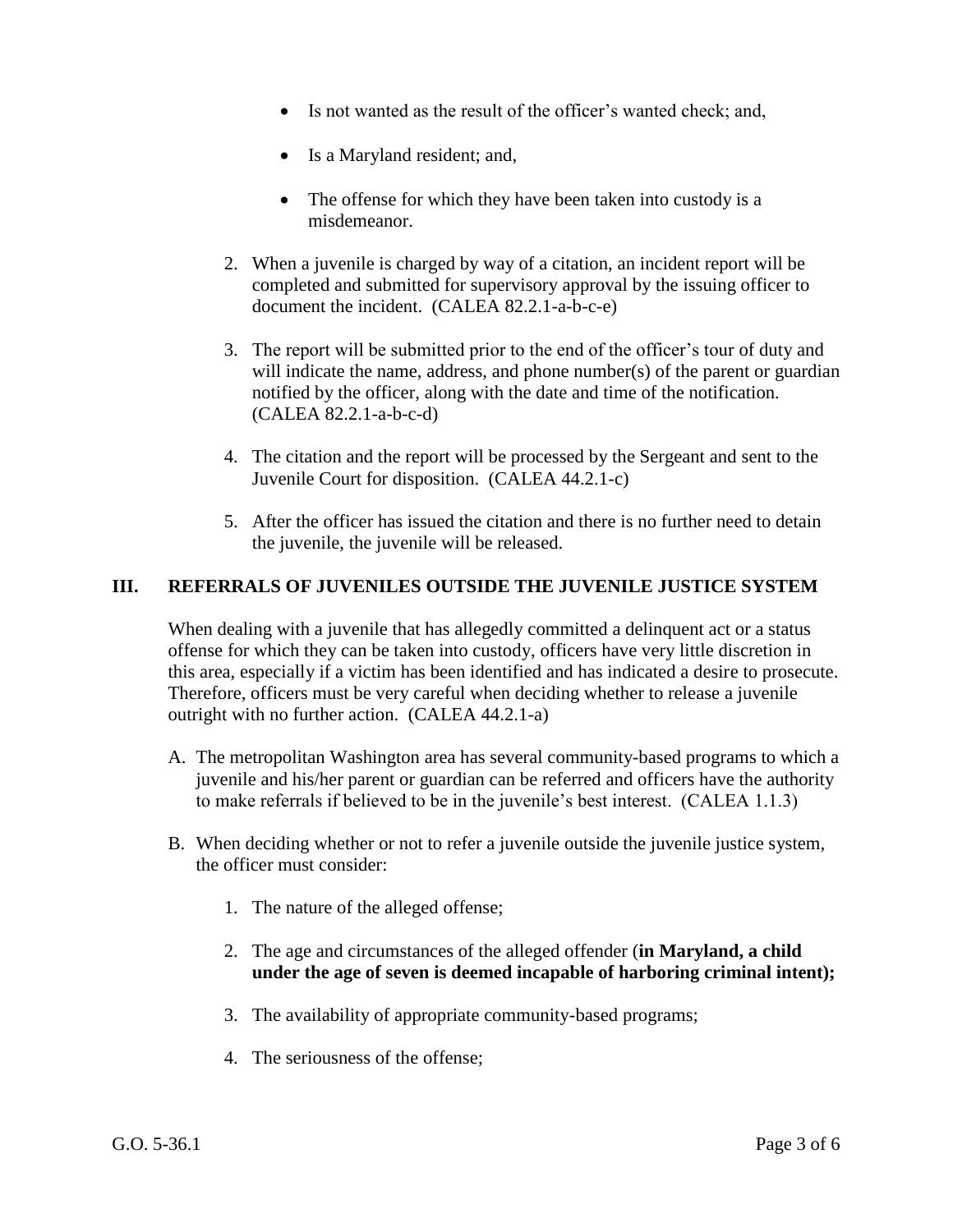- Is not wanted as the result of the officer's wanted check; and,
- Is a Maryland resident; and,
- The offense for which they have been taken into custody is a misdemeanor.

2. When a juvenile is charged by way of a citation, an incident report will be completed and submitted for supervisory approval by the issuing officer to document the incident. (CALEA 82.2.1-a-b-c-e)

3. The report will be submitted prior to the end of the officer's tour of duty and will indicate the name, address, and phone number(s) of the parent or guardian notified by the officer, along with the date and time of the notification. (CALEA 82.2.1-a-b-c-d)

4. The citation and the report will be processed by the Sergeant and sent to the Juvenile Court for disposition. (CALEA 44.2.1-c)

5. After the officer has issued the citation and there is no further need to detain the juvenile, the juvenile will be released.

## III. REFERRALS OF JUVENILES OUTSIDE THE JUVENILE JUSTICE SYSTEM

When dealing with a juvenile that has allegedly committed a delinquent act or a status offense for which they can be taken into custody, officers have very little discretion in this area, especially if a victim has been identified and has indicated a desire to prosecute. Therefore, officers must be very careful when deciding whether to release a juvenile outright with no further action. (CALEA 44.2.1-a)

A. The metropolitan Washington area has several community-based programs to which a juvenile and his/her parent or guardian can be referred and officers have the authority to make referrals if believed to be in the juvenile's best interest. (CALEA 1.1.3)

B. When deciding whether or not to refer a juvenile outside the juvenile justice system, the officer must consider:

   1. The nature of the alleged offense;

   2. The age and circumstances of the alleged offender (**in Maryland, a child under the age of seven is deemed incapable of harboring criminal intent);**

   3. The availability of appropriate community-based programs;

   4. The seriousness of the offense;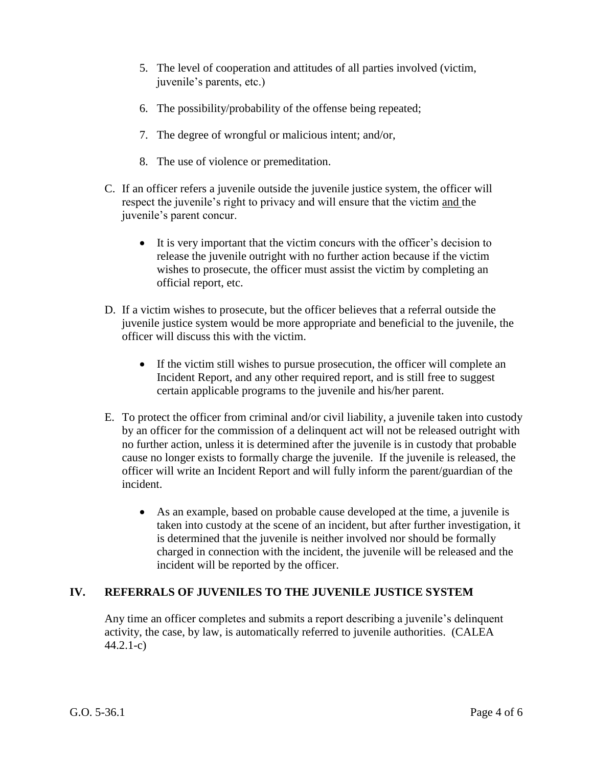5. The level of cooperation and attitudes of all parties involved (victim, juvenile's parents, etc.)

6. The possibility/probability of the offense being repeated;

7. The degree of wrongful or malicious intent; and/or,

8. The use of violence or premeditation.

C. If an officer refers a juvenile outside the juvenile justice system, the officer will respect the juvenile's right to privacy and will ensure that the victim <u>and</u> the juvenile's parent concur.

   - It is very important that the victim concurs with the officer's decision to release the juvenile outright with no further action because if the victim wishes to prosecute, the officer must assist the victim by completing an official report, etc.

D. If a victim wishes to prosecute, but the officer believes that a referral outside the juvenile justice system would be more appropriate and beneficial to the juvenile, the officer will discuss this with the victim.

   - If the victim still wishes to pursue prosecution, the officer will complete an Incident Report, and any other required report, and is still free to suggest certain applicable programs to the juvenile and his/her parent.

E. To protect the officer from criminal and/or civil liability, a juvenile taken into custody by an officer for the commission of a delinquent act will not be released outright with no further action, unless it is determined after the juvenile is in custody that probable cause no longer exists to formally charge the juvenile. If the juvenile is released, the officer will write an Incident Report and will fully inform the parent/guardian of the incident.

   - As an example, based on probable cause developed at the time, a juvenile is taken into custody at the scene of an incident, but after further investigation, it is determined that the juvenile is neither involved nor should be formally charged in connection with the incident, the juvenile will be released and the incident will be reported by the officer.

## IV. REFERRALS OF JUVENILES TO THE JUVENILE JUSTICE SYSTEM

Any time an officer completes and submits a report describing a juvenile's delinquent activity, the case, by law, is automatically referred to juvenile authorities. (CALEA 44.2.1-c)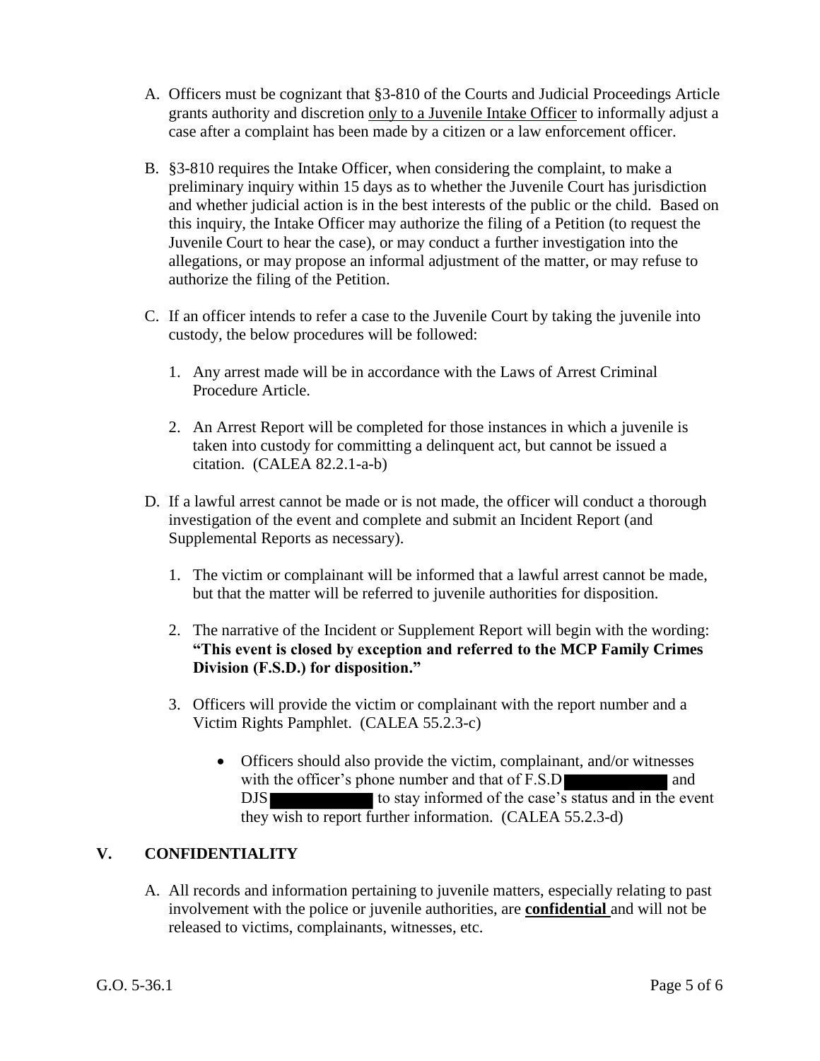A. Officers must be cognizant that §3-810 of the Courts and Judicial Proceedings Article grants authority and discretion only to a Juvenile Intake Officer to informally adjust a case after a complaint has been made by a citizen or a law enforcement officer.

B. §3-810 requires the Intake Officer, when considering the complaint, to make a preliminary inquiry within 15 days as to whether the Juvenile Court has jurisdiction and whether judicial action is in the best interests of the public or the child. Based on this inquiry, the Intake Officer may authorize the filing of a Petition (to request the Juvenile Court to hear the case), or may conduct a further investigation into the allegations, or may propose an informal adjustment of the matter, or may refuse to authorize the filing of the Petition.

C. If an officer intends to refer a case to the Juvenile Court by taking the juvenile into custody, the below procedures will be followed:

   1. Any arrest made will be in accordance with the Laws of Arrest Criminal Procedure Article.

   2. An Arrest Report will be completed for those instances in which a juvenile is taken into custody for committing a delinquent act, but cannot be issued a citation. (CALEA 82.2.1-a-b)

D. If a lawful arrest cannot be made or is not made, the officer will conduct a thorough investigation of the event and complete and submit an Incident Report (and Supplemental Reports as necessary).

   1. The victim or complainant will be informed that a lawful arrest cannot be made, but that the matter will be referred to juvenile authorities for disposition.

   2. The narrative of the Incident or Supplement Report will begin with the wording: **"This event is closed by exception and referred to the MCP Family Crimes Division (F.S.D.) for disposition."**

   3. Officers will provide the victim or complainant with the report number and a Victim Rights Pamphlet. (CALEA 55.2.3-c)

      - Officers should also provide the victim, complainant, and/or witnesses with the officer's phone number and that of F.S.D [REDACTED] and DJS [REDACTED] to stay informed of the case's status and in the event they wish to report further information. (CALEA 55.2.3-d)

## V. CONFIDENTIALITY

A. All records and information pertaining to juvenile matters, especially relating to past involvement with the police or juvenile authorities, are **confidential** and will not be released to victims, complainants, witnesses, etc.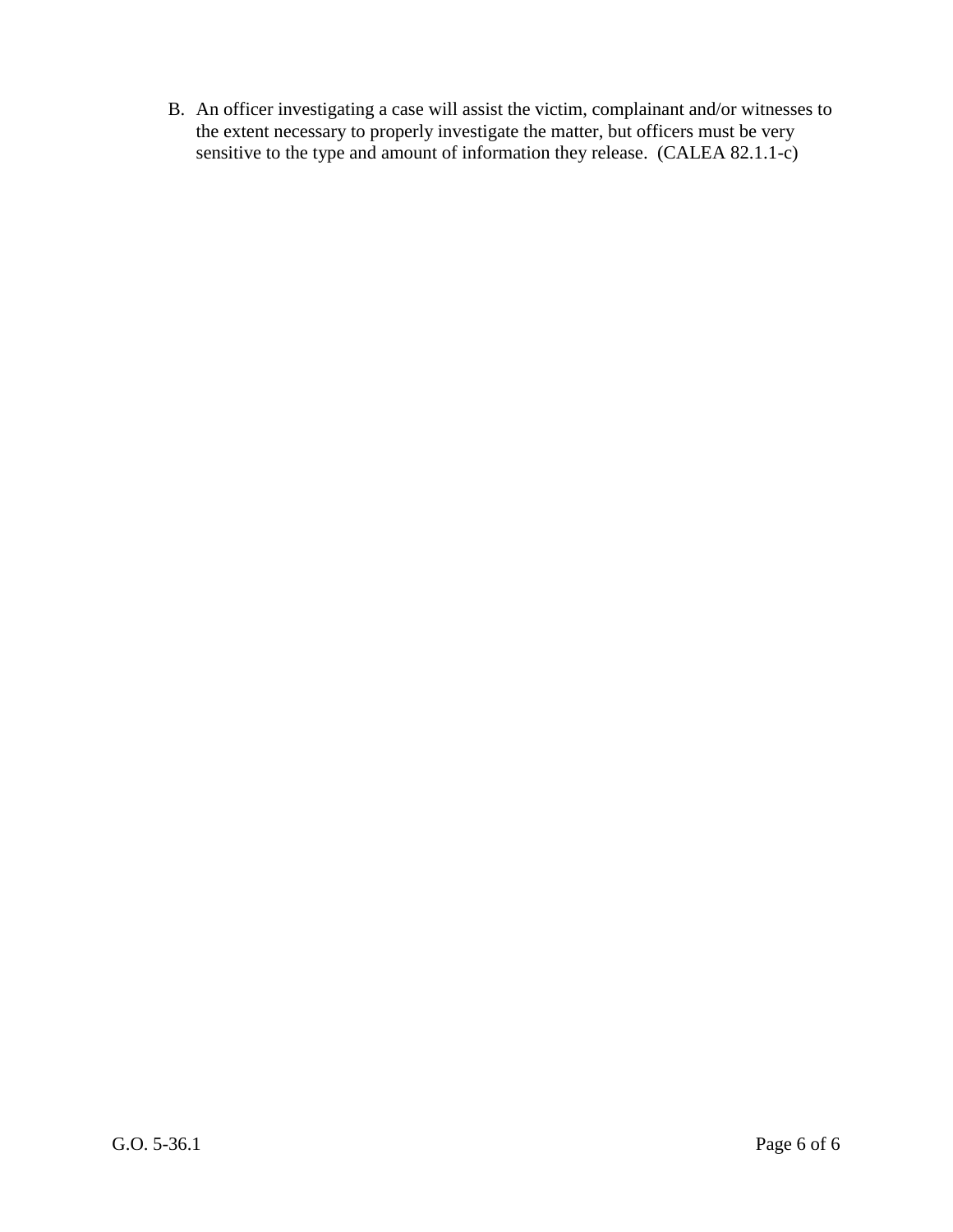B. An officer investigating a case will assist the victim, complainant and/or witnesses to the extent necessary to properly investigate the matter, but officers must be very sensitive to the type and amount of information they release. (CALEA 82.1.1-c)